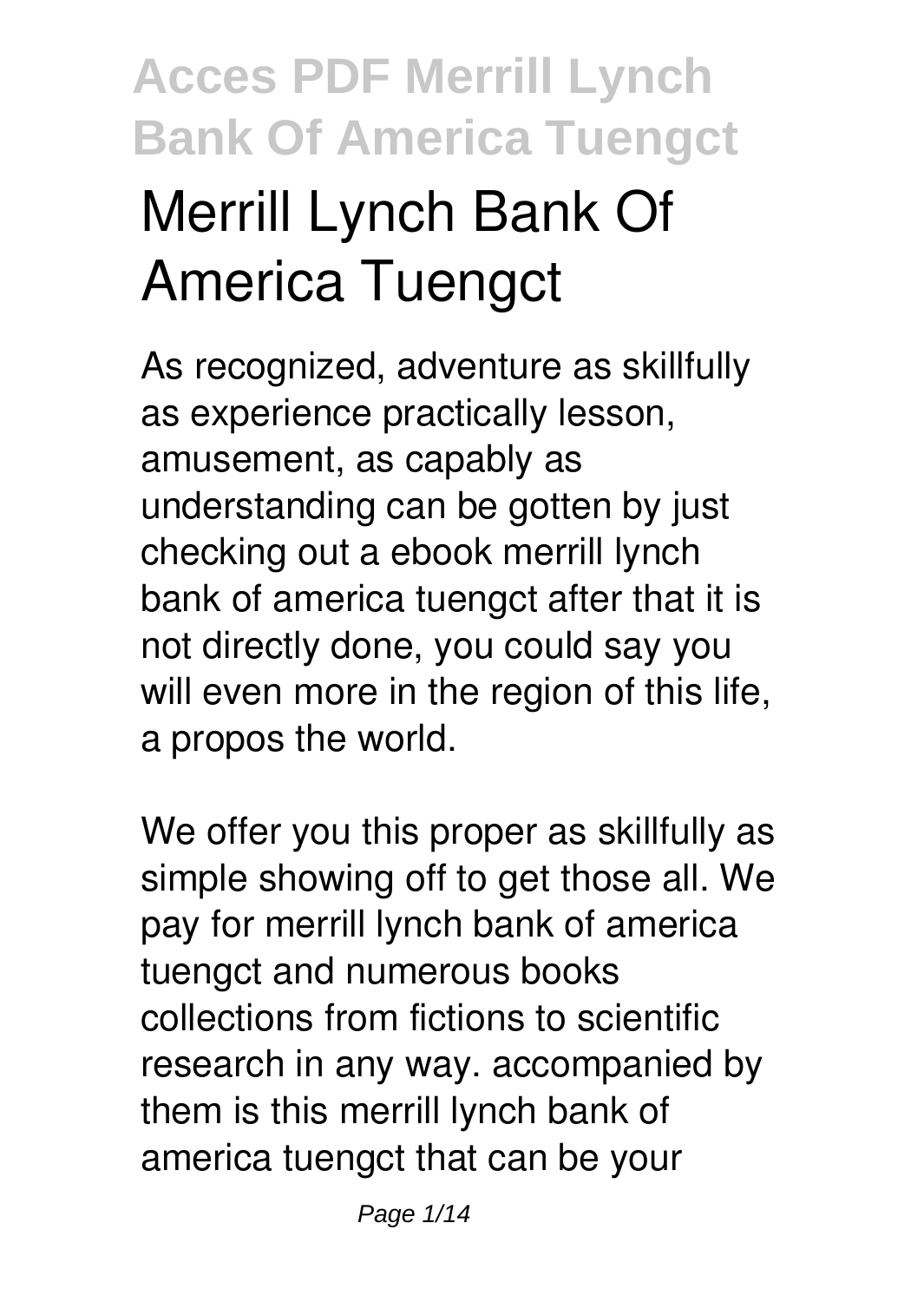# Merrill Lynch Bank Of America Tuengct

As recognized, adventure as skillfully as experience practically lesson, amusement, as capably as understanding can be gotten by just checking out a ebook **merrill lynch bank of america tuengct** after that it is not directly done, you could say you will even more in the region of this life, a propos the world.

We offer you this proper as skillfully as simple showing off to get those all. We pay for merrill lynch bank of america tuengct and numerous books collections from fictions to scientific research in any way. accompanied by them is this merrill lynch bank of america tuengct that can be your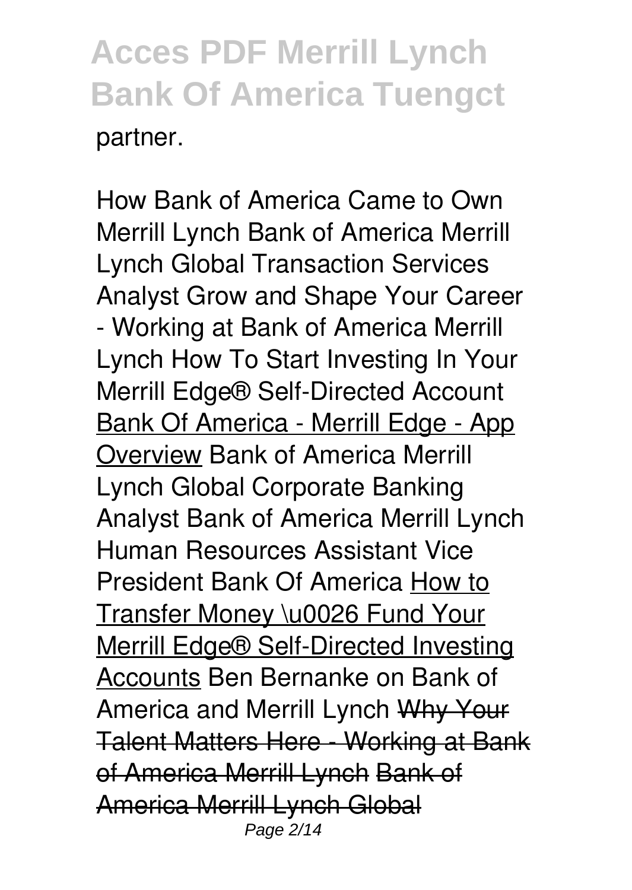partner.

How Bank of America Came to Own Merrill Lynch Bank of America Merrill Lynch Global Transaction Services Analyst Grow and Shape Your Career - Working at Bank of America Merrill Lynch How To Start Investing In Your Merrill Edge® Self-Directed Account Bank Of America - Merrill Edge - App Overview Bank of America Merrill Lynch Global Corporate Banking Analyst Bank of America Merrill Lynch Human Resources Assistant Vice President Bank Of America How to Transfer Money \u0026 Fund Your Merrill Edge® Self-Directed Investing Accounts Ben Bernanke on Bank of America and Merrill Lynch ~~Why Your Talent Matters Here - Working at Bank of America Merrill Lynch Bank of America Merrill Lynch Global~~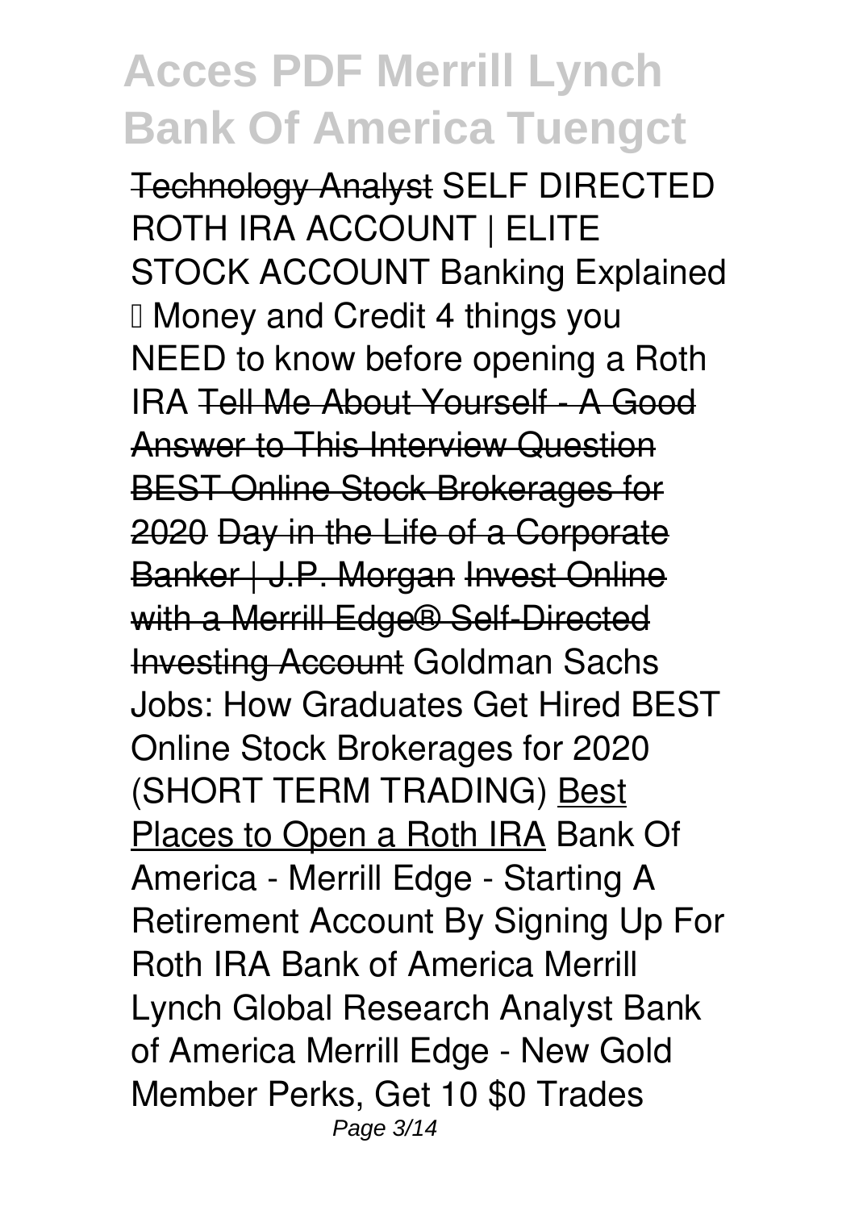Technology Analyst SELF DIRECTED ROTH IRA ACCOUNT | ELITE STOCK ACCOUNT Banking Explained – Money and Credit 4 things you NEED to know before opening a Roth IRA Tell Me About Yourself - A Good Answer to This Interview Question BEST Online Stock Brokerages for 2020 Day in the Life of a Corporate Banker | J.P. Morgan Invest Online with a Merrill Edge® Self-Directed Investing Account Goldman Sachs Jobs: How Graduates Get Hired BEST Online Stock Brokerages for 2020 (SHORT TERM TRADING) Best Places to Open a Roth IRA Bank Of America - Merrill Edge - Starting A Retirement Account By Signing Up For Roth IRA Bank of America Merrill Lynch Global Research Analyst Bank of America Merrill Edge - New Gold Member Perks, Get 10 $0 Trades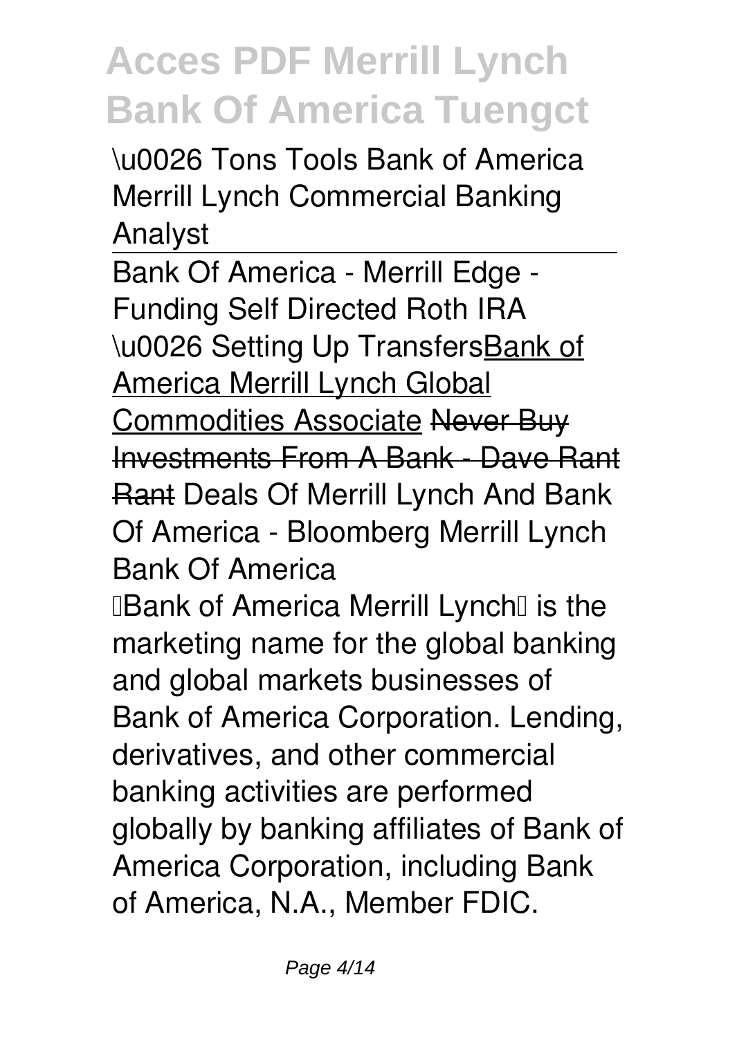\u0026 Tons Tools Bank of America Merrill Lynch Commercial Banking Analyst

Bank Of America - Merrill Edge - Funding Self Directed Roth IRA \u0026 Setting Up TransfersBank of America Merrill Lynch Global Commodities Associate ~~Never Buy Investments From A Bank - Dave Rant Rant~~ Deals Of Merrill Lynch And Bank Of America - Bloomberg Merrill Lynch Bank Of America

"Bank of America Merrill Lynch" is the marketing name for the global banking and global markets businesses of Bank of America Corporation. Lending, derivatives, and other commercial banking activities are performed globally by banking affiliates of Bank of America Corporation, including Bank of America, N.A., Member FDIC.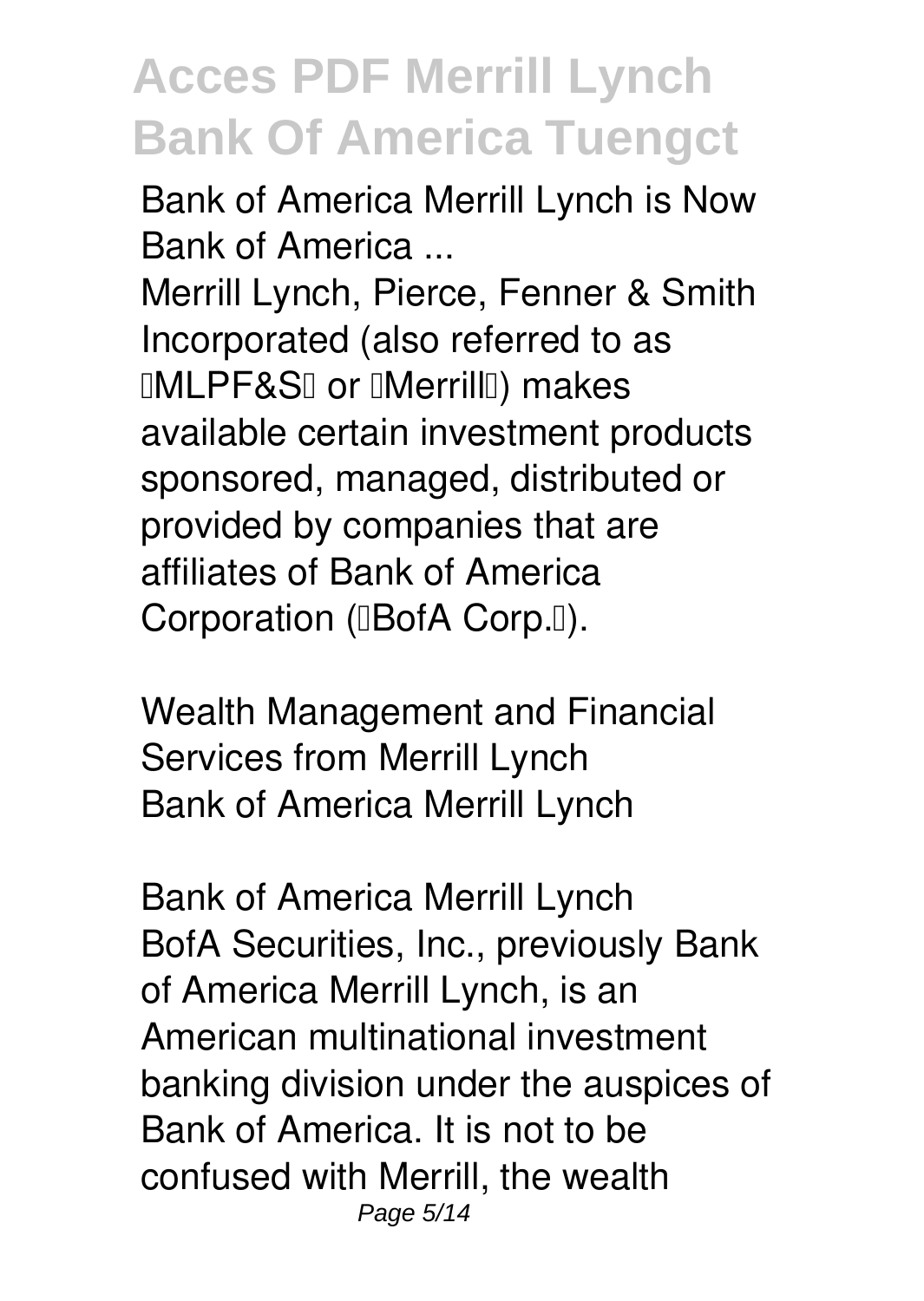Bank of America Merrill Lynch is Now Bank of America ...

Merrill Lynch, Pierce, Fenner & Smith Incorporated (also referred to as "MLPF&S" or "Merrill") makes available certain investment products sponsored, managed, distributed or provided by companies that are affiliates of Bank of America Corporation ("BofA Corp.").

Wealth Management and Financial Services from Merrill Lynch

Bank of America Merrill Lynch

Bank of America Merrill Lynch

BofA Securities, Inc., previously Bank of America Merrill Lynch, is an American multinational investment banking division under the auspices of Bank of America. It is not to be confused with Merrill, the wealth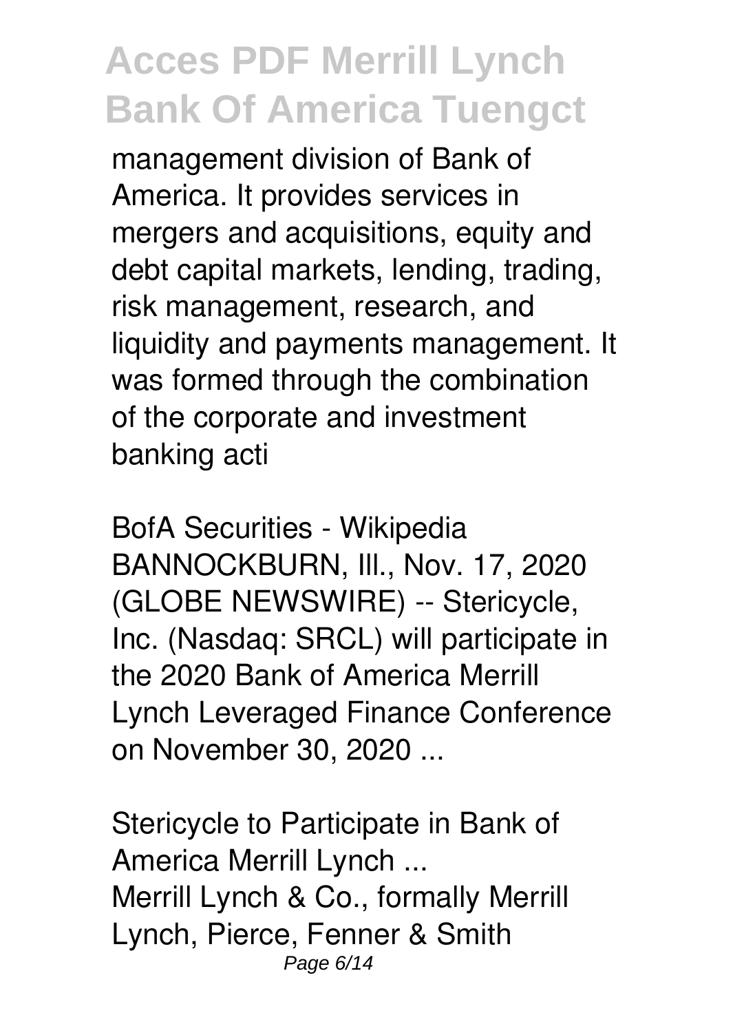management division of Bank of America. It provides services in mergers and acquisitions, equity and debt capital markets, lending, trading, risk management, research, and liquidity and payments management. It was formed through the combination of the corporate and investment banking acti

BofA Securities - Wikipedia
BANNOCKBURN, Ill., Nov. 17, 2020 (GLOBE NEWSWIRE) -- Stericycle, Inc. (Nasdaq: SRCL) will participate in the 2020 Bank of America Merrill Lynch Leveraged Finance Conference on November 30, 2020 ...

Stericycle to Participate in Bank of America Merrill Lynch ...
Merrill Lynch & Co., formally Merrill Lynch, Pierce, Fenner & Smith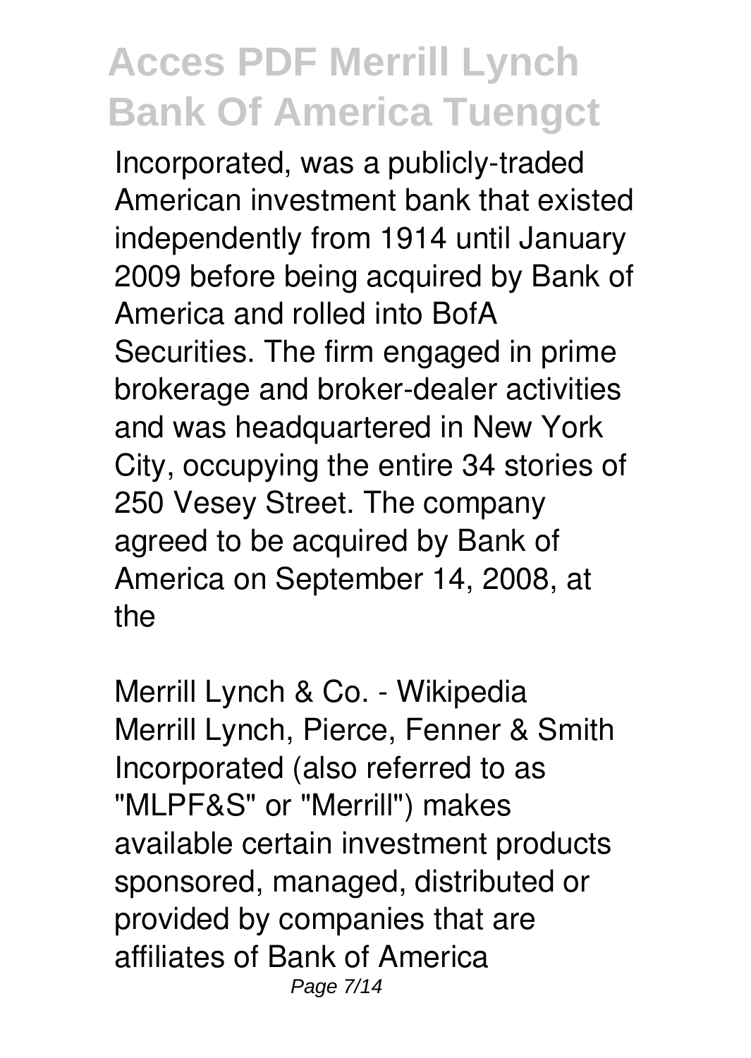Incorporated, was a publicly-traded American investment bank that existed independently from 1914 until January 2009 before being acquired by Bank of America and rolled into BofA Securities. The firm engaged in prime brokerage and broker-dealer activities and was headquartered in New York City, occupying the entire 34 stories of 250 Vesey Street. The company agreed to be acquired by Bank of America on September 14, 2008, at the

Merrill Lynch & Co. - Wikipedia
Merrill Lynch, Pierce, Fenner & Smith Incorporated (also referred to as "MLPF&S" or "Merrill") makes available certain investment products sponsored, managed, distributed or provided by companies that are affiliates of Bank of America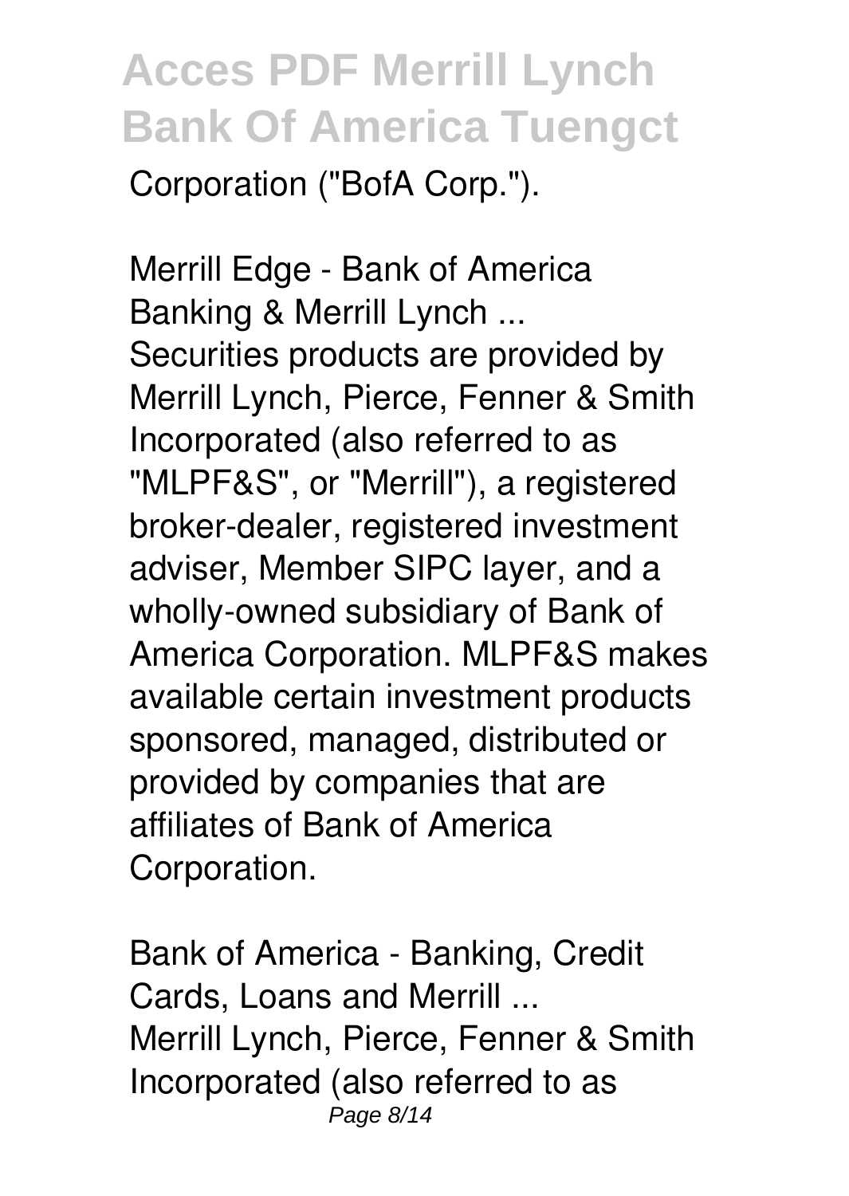Corporation ("BofA Corp.").

*Merrill Edge - Bank of America Banking & Merrill Lynch ...*

Securities products are provided by Merrill Lynch, Pierce, Fenner & Smith Incorporated (also referred to as "MLPF&S", or "Merrill"), a registered broker-dealer, registered investment adviser, Member SIPC layer, and a wholly-owned subsidiary of Bank of America Corporation. MLPF&S makes available certain investment products sponsored, managed, distributed or provided by companies that are affiliates of Bank of America Corporation.

*Bank of America - Banking, Credit Cards, Loans and Merrill ...*

Merrill Lynch, Pierce, Fenner & Smith Incorporated (also referred to as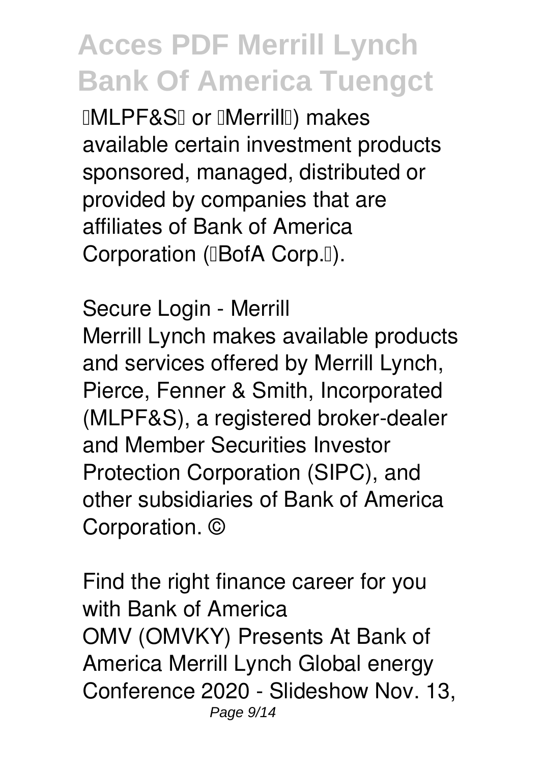(“MLPF&S” or “Merrill”) makes available certain investment products sponsored, managed, distributed or provided by companies that are affiliates of Bank of America Corporation (“BofA Corp.”).

**Secure Login - Merrill**

Merrill Lynch makes available products and services offered by Merrill Lynch, Pierce, Fenner & Smith, Incorporated (MLPF&S), a registered broker-dealer and Member Securities Investor Protection Corporation (SIPC), and other subsidiaries of Bank of America Corporation. ©

**Find the right finance career for you with Bank of America**

OMV (OMVKY) Presents At Bank of America Merrill Lynch Global energy Conference 2020 - Slideshow Nov. 13,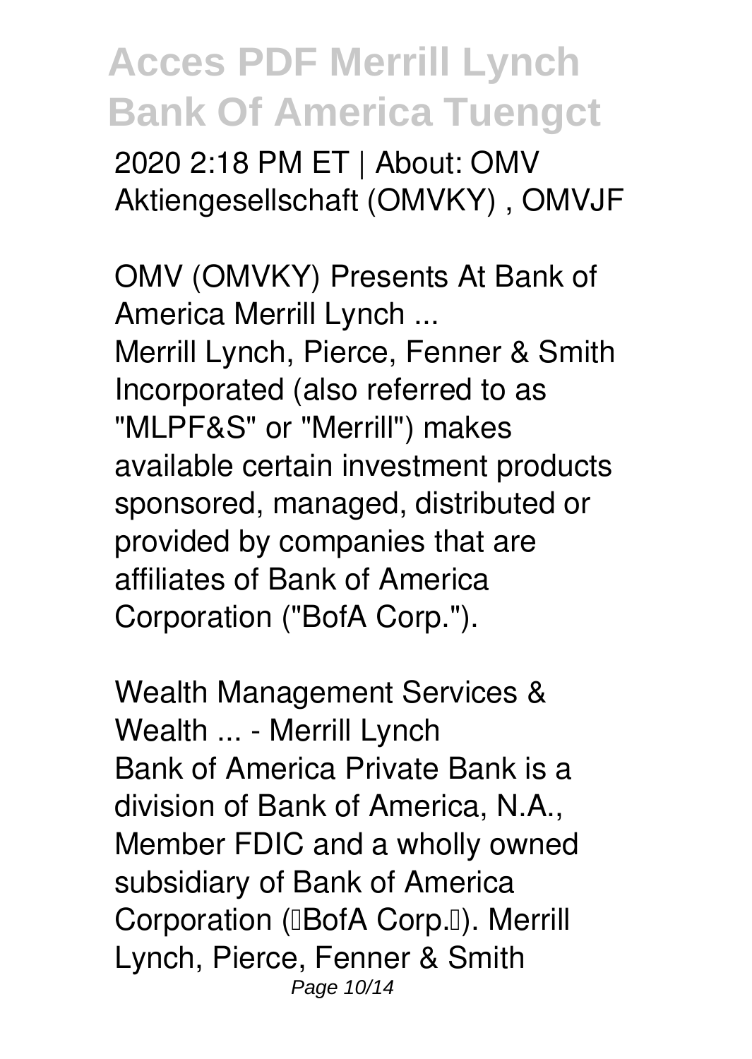2020 2:18 PM ET | About: OMV Aktiengesellschaft (OMVKY) , OMVJF

*OMV (OMVKY) Presents At Bank of America Merrill Lynch ...*

Merrill Lynch, Pierce, Fenner & Smith Incorporated (also referred to as "MLPF&S" or "Merrill") makes available certain investment products sponsored, managed, distributed or provided by companies that are affiliates of Bank of America Corporation ("BofA Corp.").

*Wealth Management Services & Wealth ... - Merrill Lynch*

Bank of America Private Bank is a division of Bank of America, N.A., Member FDIC and a wholly owned subsidiary of Bank of America Corporation ("BofA Corp."). Merrill Lynch, Pierce, Fenner & Smith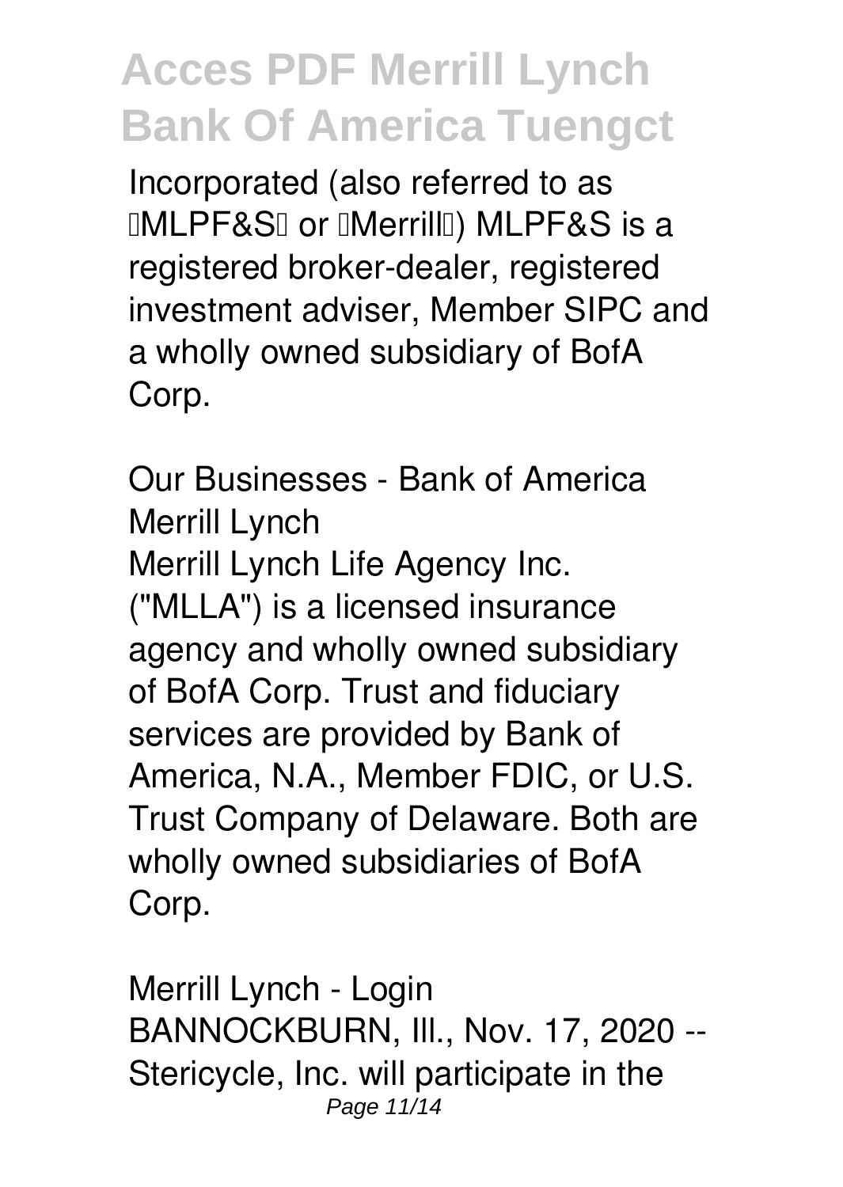Incorporated (also referred to as "MLPF&S" or "Merrill") MLPF&S is a registered broker-dealer, registered investment adviser, Member SIPC and a wholly owned subsidiary of BofA Corp.

*Our Businesses - Bank of America Merrill Lynch*

Merrill Lynch Life Agency Inc. ("MLLA") is a licensed insurance agency and wholly owned subsidiary of BofA Corp. Trust and fiduciary services are provided by Bank of America, N.A., Member FDIC, or U.S. Trust Company of Delaware. Both are wholly owned subsidiaries of BofA Corp.

*Merrill Lynch - Login*

BANNOCKBURN, Ill., Nov. 17, 2020 -- Stericycle, Inc. will participate in the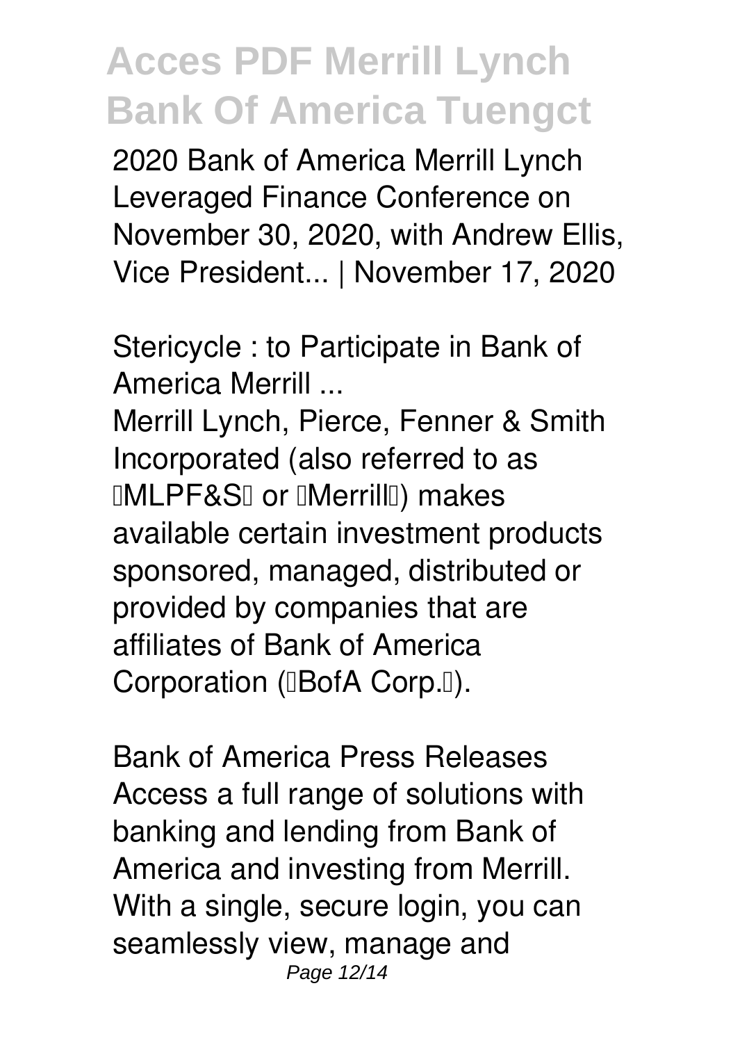2020 Bank of America Merrill Lynch Leveraged Finance Conference on November 30, 2020, with Andrew Ellis, Vice President... | November 17, 2020

**Stericycle : to Participate in Bank of America Merrill ...**

Merrill Lynch, Pierce, Fenner & Smith Incorporated (also referred to as "MLPF&S" or "Merrill") makes available certain investment products sponsored, managed, distributed or provided by companies that are affiliates of Bank of America Corporation ("BofA Corp.").

**Bank of America Press Releases**

Access a full range of solutions with banking and lending from Bank of America and investing from Merrill. With a single, secure login, you can seamlessly view, manage and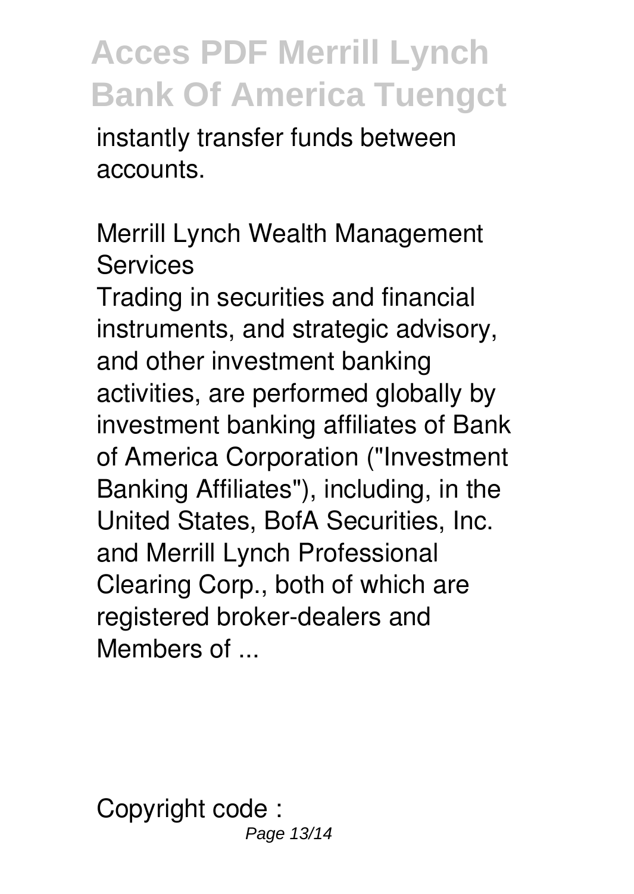instantly transfer funds between accounts.

Merrill Lynch Wealth Management Services

Trading in securities and financial instruments, and strategic advisory, and other investment banking activities, are performed globally by investment banking affiliates of Bank of America Corporation ("Investment Banking Affiliates"), including, in the United States, BofA Securities, Inc. and Merrill Lynch Professional Clearing Corp., both of which are registered broker-dealers and Members of ...

Copyright code :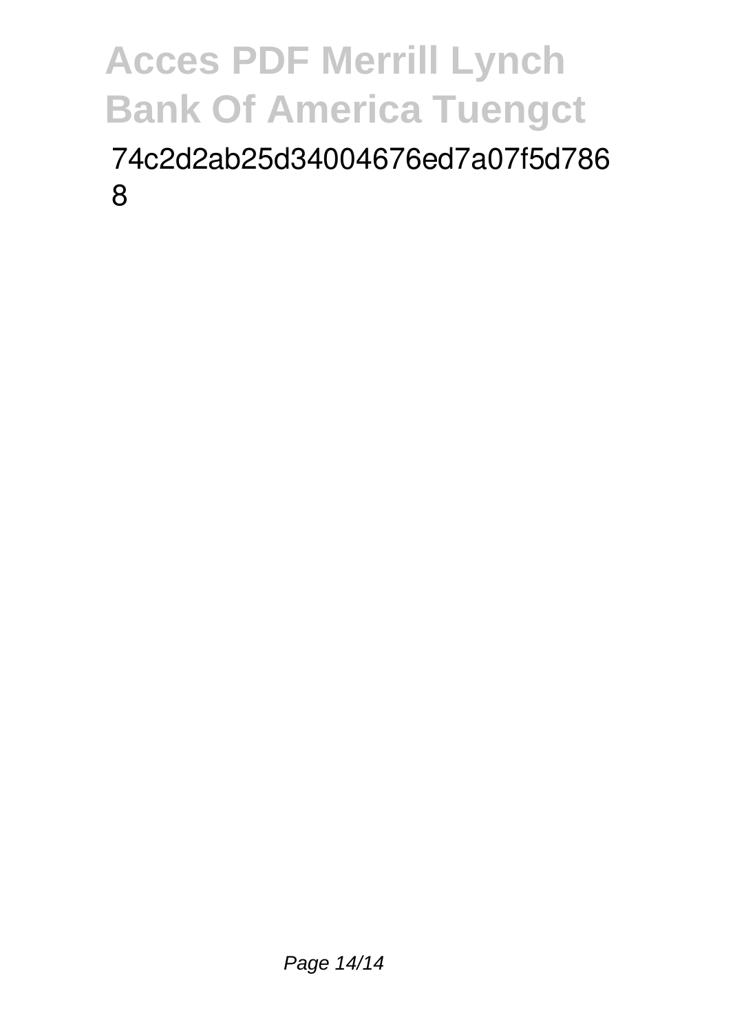74c2d2ab25d34004676ed7a07f5d786
8